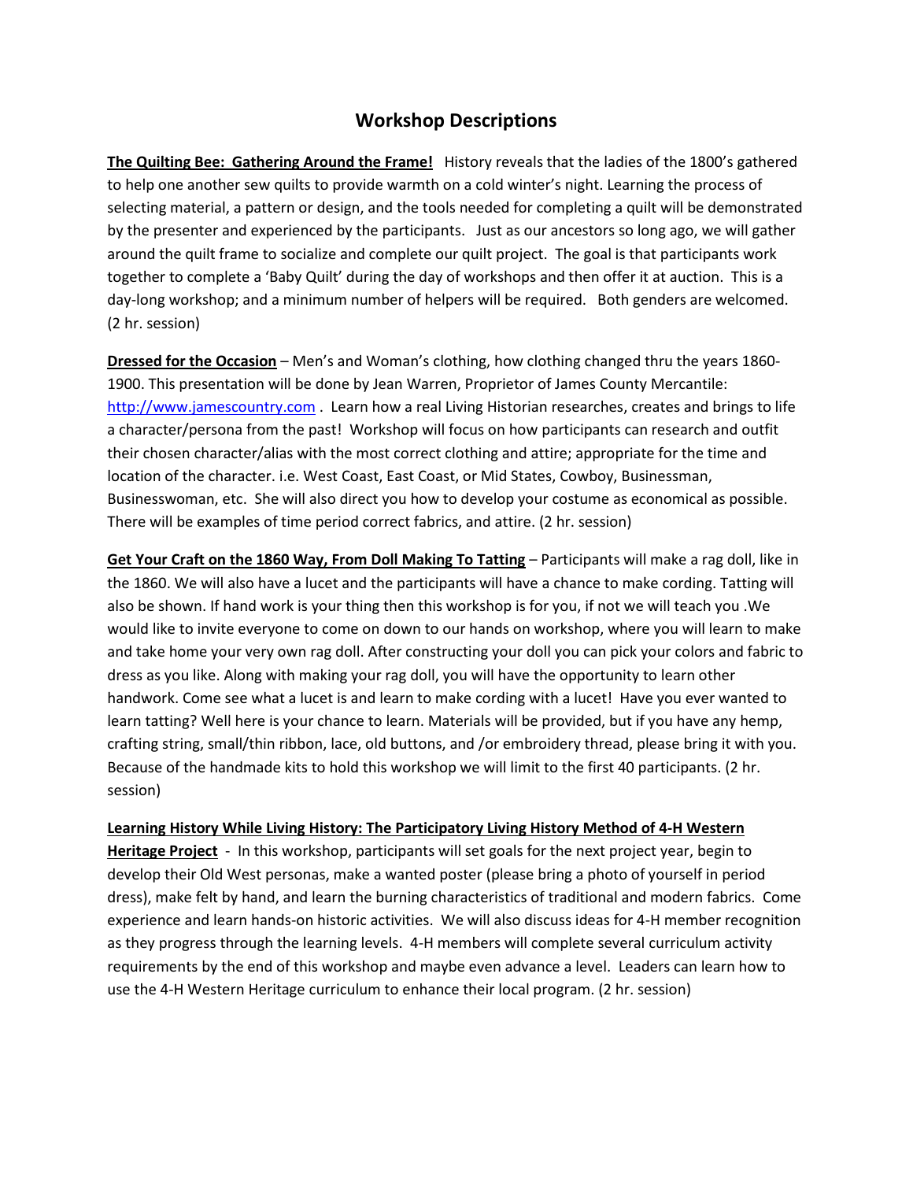# Workshop Descriptions

**The Quilting Bee: Gathering Around the Frame!** History reveals that the ladies of the 1800's gathered to help one another sew quilts to provide warmth on a cold winter's night. Learning the process of selecting material, a pattern or design, and the tools needed for completing a quilt will be demonstrated by the presenter and experienced by the participants. Just as our ancestors so long ago, we will gather around the quilt frame to socialize and complete our quilt project. The goal is that participants work together to complete a 'Baby Quilt' during the day of workshops and then offer it at auction. This is a day-long workshop; and a minimum number of helpers will be required. Both genders are welcomed. (2 hr. session)

**Dressed for the Occasion** – Men's and Woman's clothing, how clothing changed thru the years 1860-1900. This presentation will be done by Jean Warren, Proprietor of James County Mercantile: http://www.jamescountry.com . Learn how a real Living Historian researches, creates and brings to life a character/persona from the past! Workshop will focus on how participants can research and outfit their chosen character/alias with the most correct clothing and attire; appropriate for the time and location of the character. i.e. West Coast, East Coast, or Mid States, Cowboy, Businessman, Businesswoman, etc. She will also direct you how to develop your costume as economical as possible. There will be examples of time period correct fabrics, and attire. (2 hr. session)

**Get Your Craft on the 1860 Way, From Doll Making To Tatting** – Participants will make a rag doll, like in the 1860. We will also have a lucet and the participants will have a chance to make cording. Tatting will also be shown. If hand work is your thing then this workshop is for you, if not we will teach you .We would like to invite everyone to come on down to our hands on workshop, where you will learn to make and take home your very own rag doll. After constructing your doll you can pick your colors and fabric to dress as you like. Along with making your rag doll, you will have the opportunity to learn other handwork. Come see what a lucet is and learn to make cording with a lucet! Have you ever wanted to learn tatting? Well here is your chance to learn. Materials will be provided, but if you have any hemp, crafting string, small/thin ribbon, lace, old buttons, and /or embroidery thread, please bring it with you. Because of the handmade kits to hold this workshop we will limit to the first 40 participants. (2 hr. session)

**Learning History While Living History: The Participatory Living History Method of 4-H Western Heritage Project** - In this workshop, participants will set goals for the next project year, begin to develop their Old West personas, make a wanted poster (please bring a photo of yourself in period dress), make felt by hand, and learn the burning characteristics of traditional and modern fabrics. Come experience and learn hands-on historic activities. We will also discuss ideas for 4-H member recognition as they progress through the learning levels. 4-H members will complete several curriculum activity requirements by the end of this workshop and maybe even advance a level. Leaders can learn how to use the 4-H Western Heritage curriculum to enhance their local program. (2 hr. session)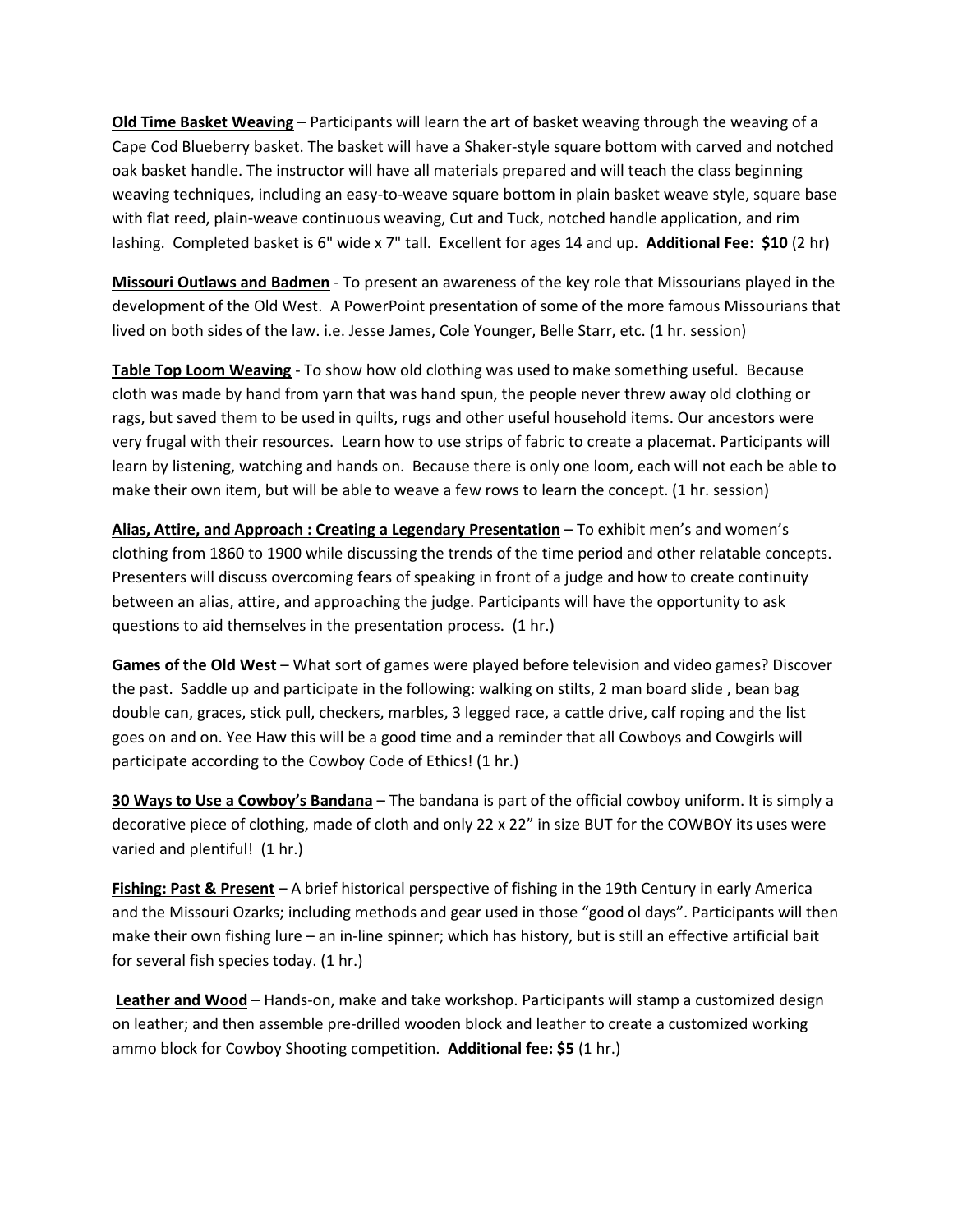**Old Time Basket Weaving** – Participants will learn the art of basket weaving through the weaving of a Cape Cod Blueberry basket. The basket will have a Shaker-style square bottom with carved and notched oak basket handle. The instructor will have all materials prepared and will teach the class beginning weaving techniques, including an easy-to-weave square bottom in plain basket weave style, square base with flat reed, plain-weave continuous weaving, Cut and Tuck, notched handle application, and rim lashing. Completed basket is 6" wide x 7" tall. Excellent for ages 14 and up. **Additional Fee: $10** (2 hr)

**Missouri Outlaws and Badmen** - To present an awareness of the key role that Missourians played in the development of the Old West. A PowerPoint presentation of some of the more famous Missourians that lived on both sides of the law. i.e. Jesse James, Cole Younger, Belle Starr, etc. (1 hr. session)

**Table Top Loom Weaving** - To show how old clothing was used to make something useful. Because cloth was made by hand from yarn that was hand spun, the people never threw away old clothing or rags, but saved them to be used in quilts, rugs and other useful household items. Our ancestors were very frugal with their resources. Learn how to use strips of fabric to create a placemat. Participants will learn by listening, watching and hands on. Because there is only one loom, each will not each be able to make their own item, but will be able to weave a few rows to learn the concept. (1 hr. session)

**Alias, Attire, and Approach : Creating a Legendary Presentation** – To exhibit men's and women's clothing from 1860 to 1900 while discussing the trends of the time period and other relatable concepts. Presenters will discuss overcoming fears of speaking in front of a judge and how to create continuity between an alias, attire, and approaching the judge. Participants will have the opportunity to ask questions to aid themselves in the presentation process. (1 hr.)

**Games of the Old West** – What sort of games were played before television and video games? Discover the past. Saddle up and participate in the following: walking on stilts, 2 man board slide , bean bag double can, graces, stick pull, checkers, marbles, 3 legged race, a cattle drive, calf roping and the list goes on and on. Yee Haw this will be a good time and a reminder that all Cowboys and Cowgirls will participate according to the Cowboy Code of Ethics! (1 hr.)

**30 Ways to Use a Cowboy's Bandana** – The bandana is part of the official cowboy uniform. It is simply a decorative piece of clothing, made of cloth and only 22 x 22" in size BUT for the COWBOY its uses were varied and plentiful! (1 hr.)

**Fishing: Past & Present** – A brief historical perspective of fishing in the 19th Century in early America and the Missouri Ozarks; including methods and gear used in those "good ol days". Participants will then make their own fishing lure – an in-line spinner; which has history, but is still an effective artificial bait for several fish species today. (1 hr.)

**Leather and Wood** – Hands-on, make and take workshop. Participants will stamp a customized design on leather; and then assemble pre-drilled wooden block and leather to create a customized working ammo block for Cowboy Shooting competition. **Additional fee: $5** (1 hr.)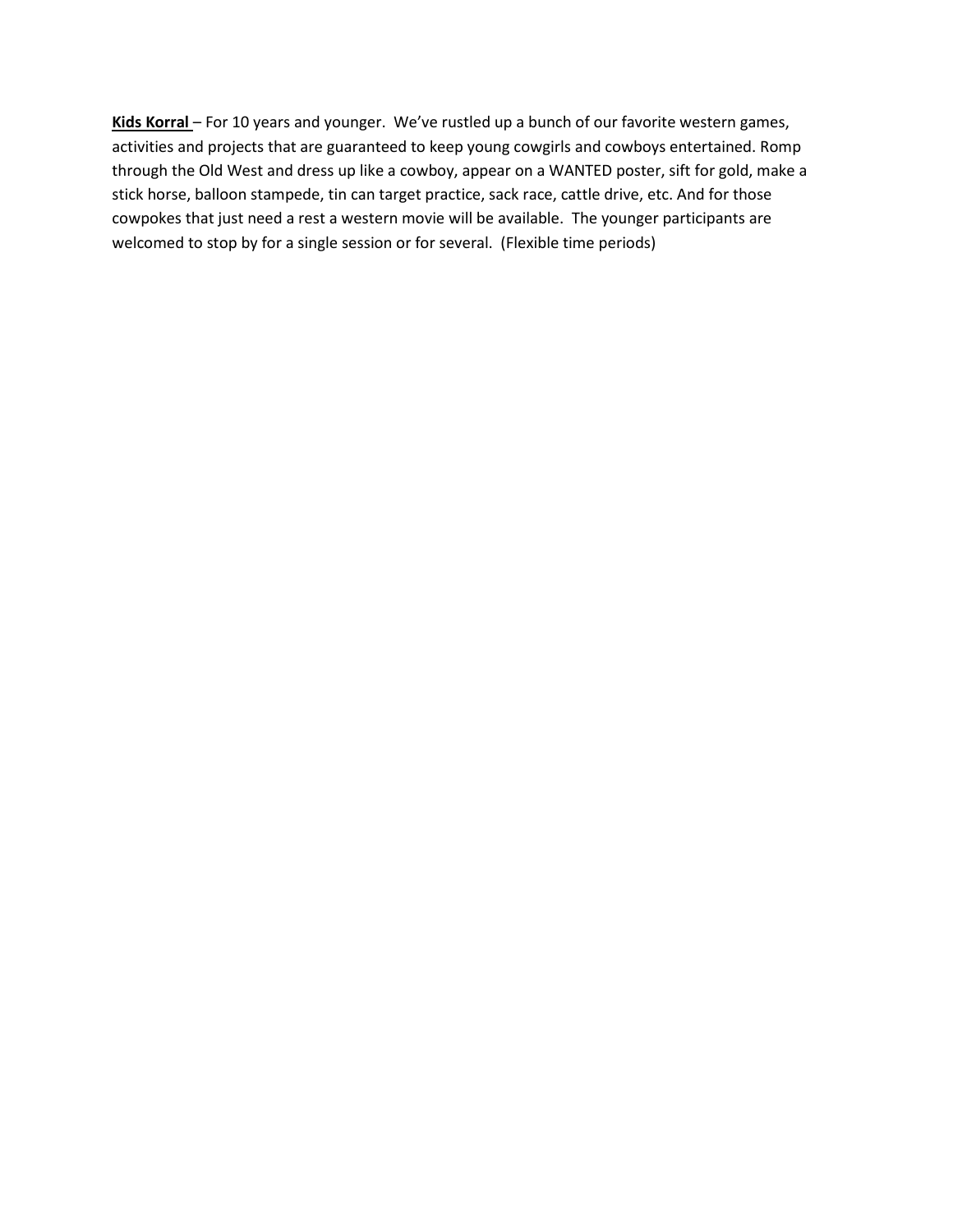**<u>Kids Korral</u>** – For 10 years and younger. We've rustled up a bunch of our favorite western games, activities and projects that are guaranteed to keep young cowgirls and cowboys entertained. Romp through the Old West and dress up like a cowboy, appear on a WANTED poster, sift for gold, make a stick horse, balloon stampede, tin can target practice, sack race, cattle drive, etc. And for those cowpokes that just need a rest a western movie will be available. The younger participants are welcomed to stop by for a single session or for several. (Flexible time periods)